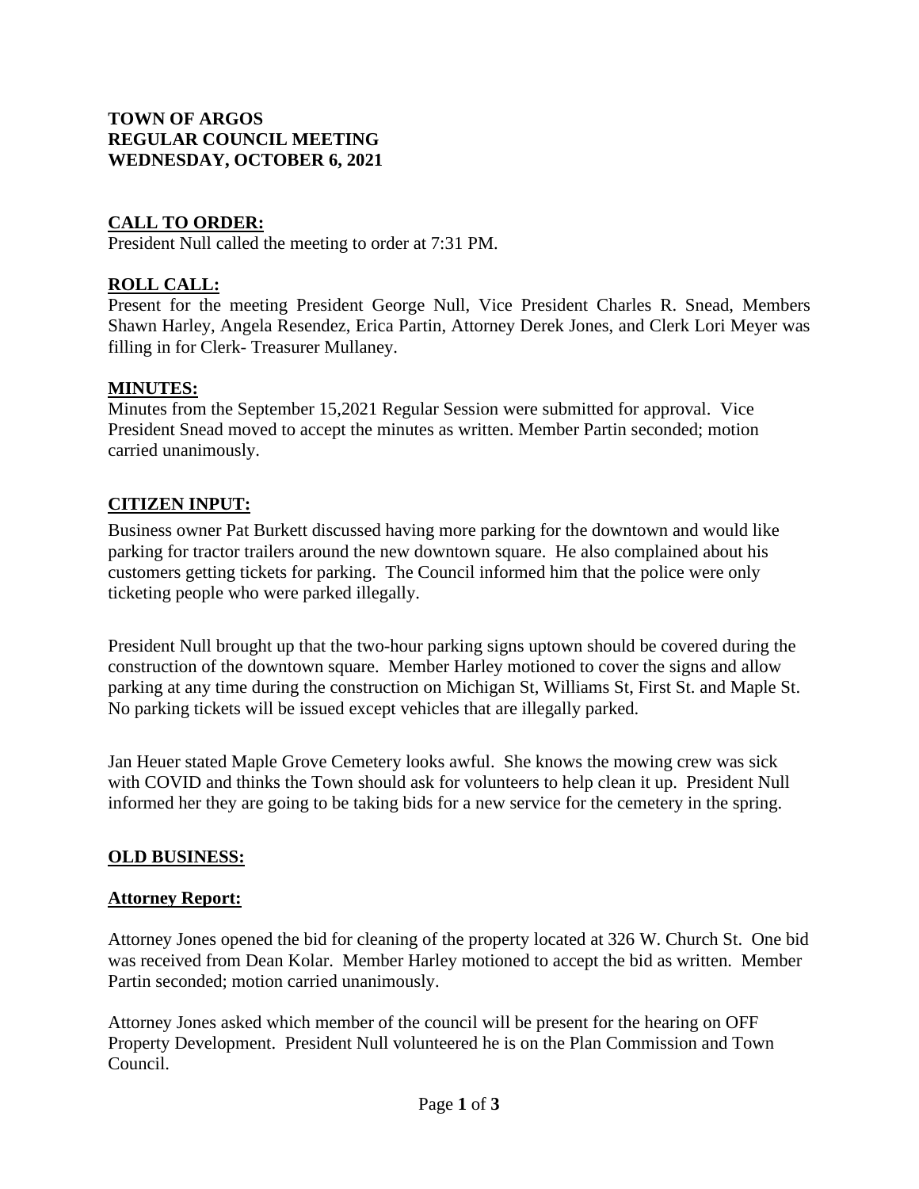**TOWN OF ARGOS**
**REGULAR COUNCIL MEETING**
**WEDNESDAY, OCTOBER 6, 2021**

## CALL TO ORDER:

President Null called the meeting to order at 7:31 PM.

## ROLL CALL:

Present for the meeting President George Null, Vice President Charles R. Snead, Members Shawn Harley, Angela Resendez, Erica Partin, Attorney Derek Jones, and Clerk Lori Meyer was filling in for Clerk- Treasurer Mullaney.

## MINUTES:

Minutes from the September 15,2021 Regular Session were submitted for approval. Vice President Snead moved to accept the minutes as written. Member Partin seconded; motion carried unanimously.

## CITIZEN INPUT:

Business owner Pat Burkett discussed having more parking for the downtown and would like parking for tractor trailers around the new downtown square. He also complained about his customers getting tickets for parking. The Council informed him that the police were only ticketing people who were parked illegally.

President Null brought up that the two-hour parking signs uptown should be covered during the construction of the downtown square. Member Harley motioned to cover the signs and allow parking at any time during the construction on Michigan St, Williams St, First St. and Maple St. No parking tickets will be issued except vehicles that are illegally parked.

Jan Heuer stated Maple Grove Cemetery looks awful. She knows the mowing crew was sick with COVID and thinks the Town should ask for volunteers to help clean it up. President Null informed her they are going to be taking bids for a new service for the cemetery in the spring.

## OLD BUSINESS:

### Attorney Report:

Attorney Jones opened the bid for cleaning of the property located at 326 W. Church St. One bid was received from Dean Kolar. Member Harley motioned to accept the bid as written. Member Partin seconded; motion carried unanimously.

Attorney Jones asked which member of the council will be present for the hearing on OFF Property Development. President Null volunteered he is on the Plan Commission and Town Council.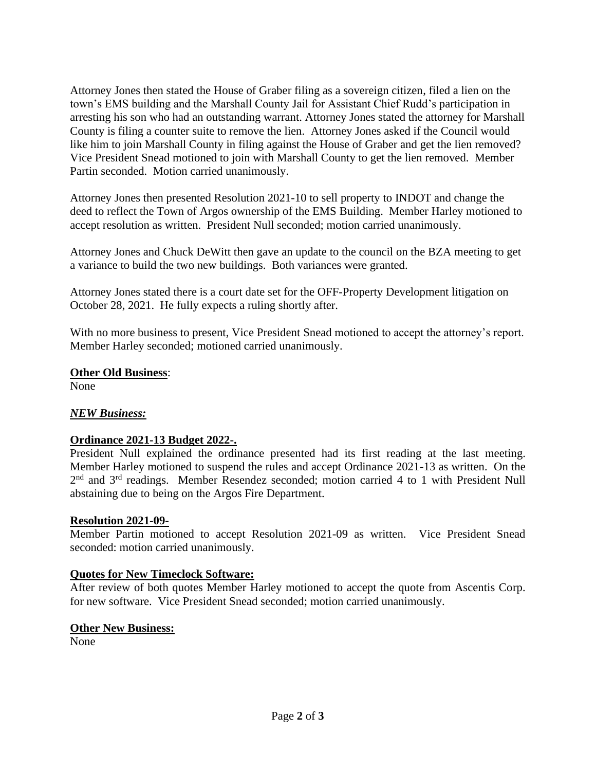Attorney Jones then stated the House of Graber filing as a sovereign citizen, filed a lien on the town's EMS building and the Marshall County Jail for Assistant Chief Rudd's participation in arresting his son who had an outstanding warrant. Attorney Jones stated the attorney for Marshall County is filing a counter suite to remove the lien. Attorney Jones asked if the Council would like him to join Marshall County in filing against the House of Graber and get the lien removed? Vice President Snead motioned to join with Marshall County to get the lien removed. Member Partin seconded. Motion carried unanimously.

Attorney Jones then presented Resolution 2021-10 to sell property to INDOT and change the deed to reflect the Town of Argos ownership of the EMS Building. Member Harley motioned to accept resolution as written. President Null seconded; motion carried unanimously.

Attorney Jones and Chuck DeWitt then gave an update to the council on the BZA meeting to get a variance to build the two new buildings. Both variances were granted.

Attorney Jones stated there is a court date set for the OFF-Property Development litigation on October 28, 2021. He fully expects a ruling shortly after.

With no more business to present, Vice President Snead motioned to accept the attorney's report. Member Harley seconded; motioned carried unanimously.

**Other Old Business**:
None

***NEW Business:***

**Ordinance 2021-13 Budget 2022-.**

President Null explained the ordinance presented had its first reading at the last meeting. Member Harley motioned to suspend the rules and accept Ordinance 2021-13 as written. On the 2nd and 3rd readings. Member Resendez seconded; motion carried 4 to 1 with President Null abstaining due to being on the Argos Fire Department.

**Resolution 2021-09-**

Member Partin motioned to accept Resolution 2021-09 as written. Vice President Snead seconded: motion carried unanimously.

**Quotes for New Timeclock Software:**

After review of both quotes Member Harley motioned to accept the quote from Ascentis Corp. for new software. Vice President Snead seconded; motion carried unanimously.

**Other New Business:**

None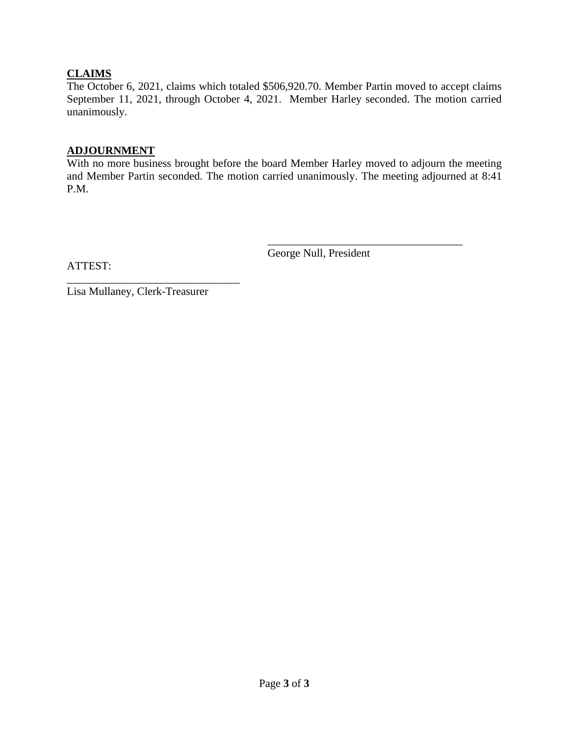**CLAIMS**

The October 6, 2021, claims which totaled $506,920.70. Member Partin moved to accept claims September 11, 2021, through October 4, 2021. Member Harley seconded. The motion carried unanimously.

**ADJOURNMENT**

With no more business brought before the board Member Harley moved to adjourn the meeting and Member Partin seconded. The motion carried unanimously. The meeting adjourned at 8:41 P.M.

\_\_\_\_\_\_\_\_\_\_\_\_\_\_\_\_\_\_\_\_\_\_\_\_\_\_\_\_\_\_\_\_\_\_\_\_
George Null, President

ATTEST:

\_\_\_\_\_\_\_\_\_\_\_\_\_\_\_\_\_\_\_\_\_\_\_\_\_\_\_\_\_\_\_\_
Lisa Mullaney, Clerk-Treasurer